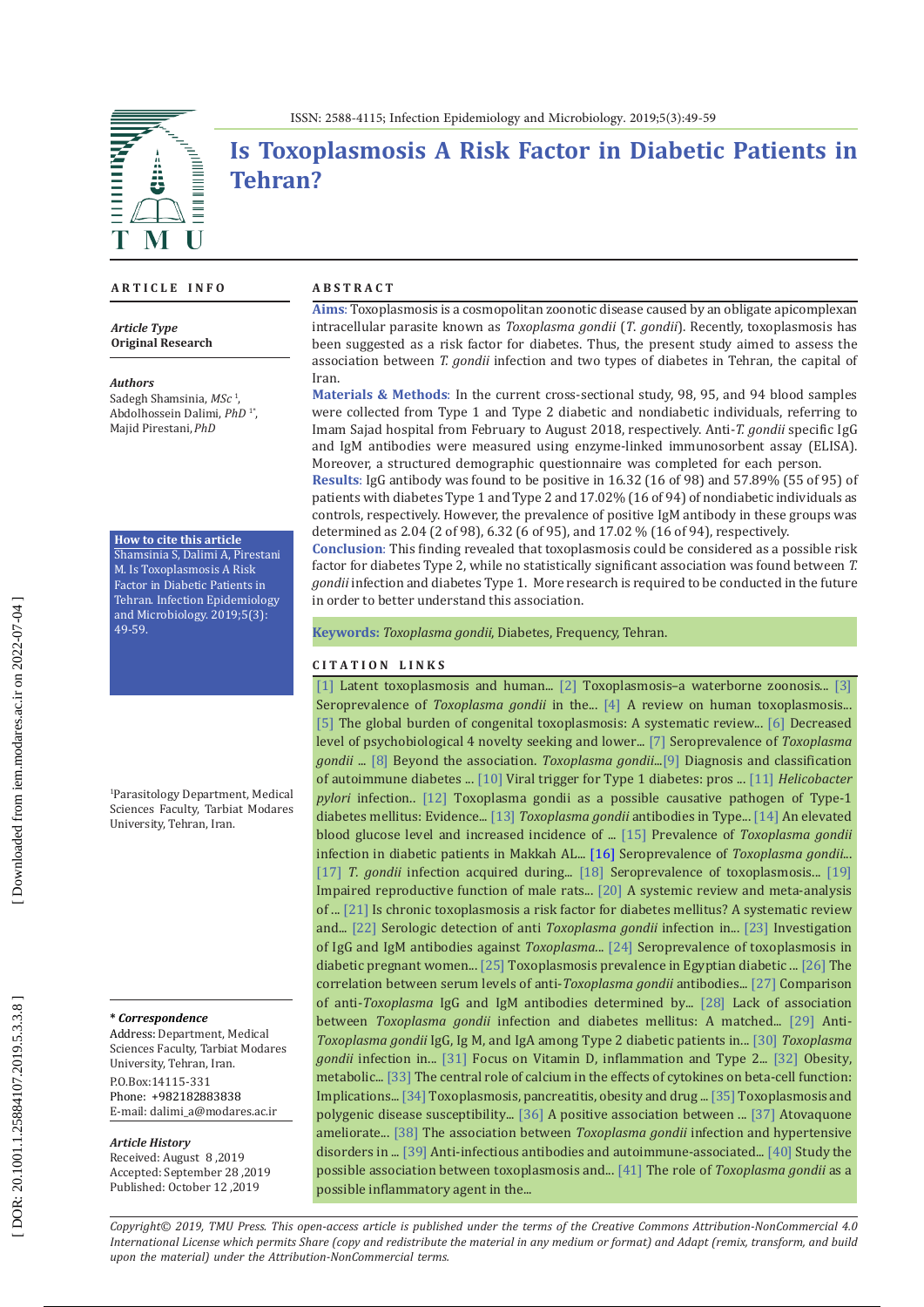# Is Toxoplasmosis A Risk Factor in Diabetic Patients in Tehran?

## ARTICLE INFO

***Article Type***
**Original Research**

***Authors***
Sadegh Shamsinia, *MSc* [1],
Abdolhossein Dalimi, *PhD* [1*],
Majid Pirestani, *PhD*

**How to cite this article**
Shamsinia S, Dalimi A, Pirestani M. Is Toxoplasmosis A Risk Factor in Diabetic Patients in Tehran. Infection Epidemiology and Microbiology. 2019;5(3): 49-59.

[1]Parasitology Department, Medical Sciences Faculty, Tarbiat Modares University, Tehran, Iran.

***\* Correspondence***
Address: Department, Medical Sciences Faculty, Tarbiat Modares University, Tehran, Iran.
P.O.Box:14115-331
Phone: +982182883838
E-mail: dalimi_a@modares.ac.ir

***Article History***
Received: August 8 ,2019
Accepted: September 28 ,2019
Published: October 12 ,2019

## ABSTRACT

**Aims**: Toxoplasmosis is a cosmopolitan zoonotic disease caused by an obligate apicomplexan intracellular parasite known as *Toxoplasma gondii* (*T. gondii*). Recently, toxoplasmosis has been suggested as a risk factor for diabetes. Thus, the present study aimed to assess the association between *T. gondii* infection and two types of diabetes in Tehran, the capital of Iran.

**Materials & Methods**: In the current cross-sectional study, 98, 95, and 94 blood samples were collected from Type 1 and Type 2 diabetic and nondiabetic individuals, referring to Imam Sajad hospital from February to August 2018, respectively. Anti-*T. gondii* specific IgG and IgM antibodies were measured using enzyme-linked immunosorbent assay (ELISA). Moreover, a structured demographic questionnaire was completed for each person.

**Results**: IgG antibody was found to be positive in 16.32 (16 of 98) and 57.89% (55 of 95) of patients with diabetes Type 1 and Type 2 and 17.02% (16 of 94) of nondiabetic individuals as controls, respectively. However, the prevalence of positive IgM antibody in these groups was determined as 2.04 (2 of 98), 6.32 (6 of 95), and 17.02 % (16 of 94), respectively.

**Conclusion**: This finding revealed that toxoplasmosis could be considered as a possible risk factor for diabetes Type 2, while no statistically significant association was found between *T. gondii* infection and diabetes Type 1. More research is required to be conducted in the future in order to better understand this association.

**Keywords:** *Toxoplasma gondii*, Diabetes, Frequency, Tehran.

## CITATION LINKS

[1] Latent toxoplasmosis and human... [2] Toxoplasmosis–a waterborne zoonosis... [3] Seroprevalence of *Toxoplasma gondii* in the... [4] A review on human toxoplasmosis... [5] The global burden of congenital toxoplasmosis: A systematic review... [6] Decreased level of psychobiological 4 novelty seeking and lower... [7] Seroprevalence of *Toxoplasma gondii* ... [8] Beyond the association. *Toxoplasma gondii*...[9] Diagnosis and classification of autoimmune diabetes ... [10] Viral trigger for Type 1 diabetes: pros ... [11] *Helicobacter pylori* infection.. [12] Toxoplasma gondii as a possible causative pathogen of Type-1 diabetes mellitus: Evidence... [13] *Toxoplasma gondii* antibodies in Type... [14] An elevated blood glucose level and increased incidence of ... [15] Prevalence of *Toxoplasma gondii* infection in diabetic patients in Makkah AL... [16] Seroprevalence of *Toxoplasma gondii*... [17] *T. gondii* infection acquired during... [18] Seroprevalence of toxoplasmosis... [19] Impaired reproductive function of male rats... [20] A systemic review and meta-analysis of ... [21] Is chronic toxoplasmosis a risk factor for diabetes mellitus? A systematic review and... [22] Serologic detection of anti *Toxoplasma gondii* infection in... [23] Investigation of IgG and IgM antibodies against *Toxoplasma*... [24] Seroprevalence of toxoplasmosis in diabetic pregnant women... [25] Toxoplasmosis prevalence in Egyptian diabetic ... [26] The correlation between serum levels of anti-*Toxoplasma gondii* antibodies... [27] Comparison of anti-*Toxoplasma* IgG and IgM antibodies determined by... [28] Lack of association between *Toxoplasma gondii* infection and diabetes mellitus: A matched... [29] Anti-*Toxoplasma gondii* IgG, Ig M, and IgA among Type 2 diabetic patients in... [30] *Toxoplasma gondii* infection in... [31] Focus on Vitamin D, inflammation and Type 2... [32] Obesity, metabolic... [33] The central role of calcium in the effects of cytokines on beta-cell function: Implications... [34] Toxoplasmosis, pancreatitis, obesity and drug ... [35] Toxoplasmosis and polygenic disease susceptibility... [36] A positive association between ... [37] Atovaquone ameliorate... [38] The association between *Toxoplasma gondii* infection and hypertensive disorders in ... [39] Anti-infectious antibodies and autoimmune-associated... [40] Study the possible association between toxoplasmosis and... [41] The role of *Toxoplasma gondii* as a possible inflammatory agent in the...

*Copyright© 2019, TMU Press. This open-access article is published under the terms of the Creative Commons Attribution-NonCommercial 4.0 International License which permits Share (copy and redistribute the material in any medium or format) and Adapt (remix, transform, and build upon the material) under the Attribution-NonCommercial terms.*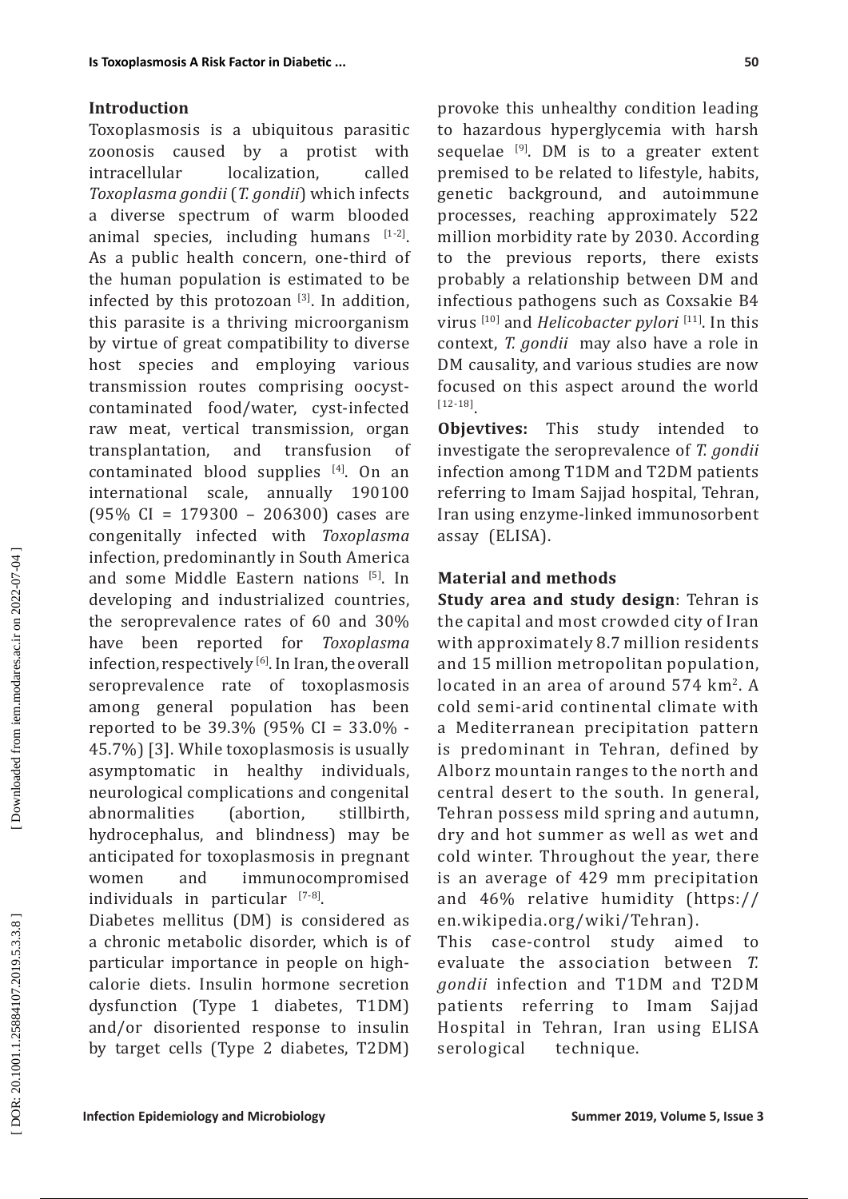## Introduction

Toxoplasmosis is a ubiquitous parasitic zoonosis caused by a protist with intracellular localization, called *Toxoplasma gondii* (*T. gondii*) which infects a diverse spectrum of warm blooded animal species, including humans [1-2]. As a public health concern, one-third of the human population is estimated to be infected by this protozoan [3]. In addition, this parasite is a thriving microorganism by virtue of great compatibility to diverse host species and employing various transmission routes comprising oocyst-contaminated food/water, cyst-infected raw meat, vertical transmission, organ transplantation, and transfusion of contaminated blood supplies [4]. On an international scale, annually 190100 (95% CI = 179300 – 206300) cases are congenitally infected with *Toxoplasma* infection, predominantly in South America and some Middle Eastern nations [5]. In developing and industrialized countries, the seroprevalence rates of 60 and 30% have been reported for *Toxoplasma* infection, respectively [6]. In Iran, the overall seroprevalence rate of toxoplasmosis among general population has been reported to be 39.3% (95% CI = 33.0% - 45.7%) [3]. While toxoplasmosis is usually asymptomatic in healthy individuals, neurological complications and congenital abnormalities (abortion, stillbirth, hydrocephalus, and blindness) may be anticipated for toxoplasmosis in pregnant women and immunocompromised individuals in particular [7-8].

Diabetes mellitus (DM) is considered as a chronic metabolic disorder, which is of particular importance in people on high-calorie diets. Insulin hormone secretion dysfunction (Type 1 diabetes, T1DM) and/or disoriented response to insulin by target cells (Type 2 diabetes, T2DM) provoke this unhealthy condition leading to hazardous hyperglycemia with harsh sequelae [9]. DM is to a greater extent premised to be related to lifestyle, habits, genetic background, and autoimmune processes, reaching approximately 522 million morbidity rate by 2030. According to the previous reports, there exists probably a relationship between DM and infectious pathogens such as Coxsakie B4 virus [10] and *Helicobacter pylori* [11]. In this context, *T. gondii* may also have a role in DM causality, and various studies are now focused on this aspect around the world [12-18].

**Objevtives:** This study intended to investigate the seroprevalence of *T. gondii* infection among T1DM and T2DM patients referring to Imam Sajjad hospital, Tehran, Iran using enzyme-linked immunosorbent assay (ELISA).

## Material and methods

**Study area and study design**: Tehran is the capital and most crowded city of Iran with approximately 8.7 million residents and 15 million metropolitan population, located in an area of around 574 km$^2$. A cold semi-arid continental climate with a Mediterranean precipitation pattern is predominant in Tehran, defined by Alborz mountain ranges to the north and central desert to the south. In general, Tehran possess mild spring and autumn, dry and hot summer as well as wet and cold winter. Throughout the year, there is an average of 429 mm precipitation and 46% relative humidity (https://en.wikipedia.org/wiki/Tehran).

This case-control study aimed to evaluate the association between *T. gondii* infection and T1DM and T2DM patients referring to Imam Sajjad Hospital in Tehran, Iran using ELISA serological technique.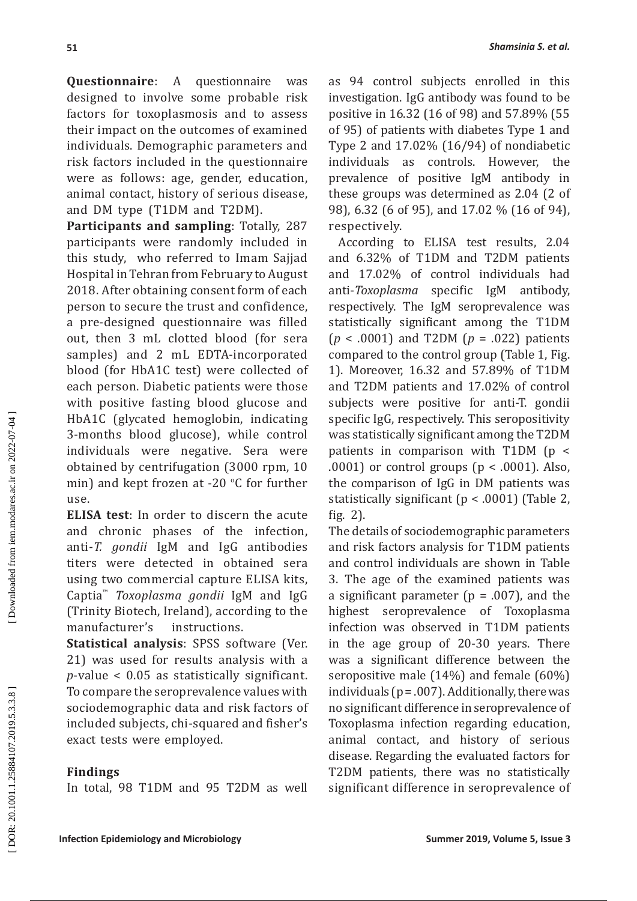**Questionnaire**: A questionnaire was designed to involve some probable risk factors for toxoplasmosis and to assess their impact on the outcomes of examined individuals. Demographic parameters and risk factors included in the questionnaire were as follows: age, gender, education, animal contact, history of serious disease, and DM type (T1DM and T2DM).

**Participants and sampling**: Totally, 287 participants were randomly included in this study, who referred to Imam Sajjad Hospital in Tehran from February to August 2018. After obtaining consent form of each person to secure the trust and confidence, a pre-designed questionnaire was filled out, then 3 mL clotted blood (for sera samples) and 2 mL EDTA-incorporated blood (for HbA1C test) were collected of each person. Diabetic patients were those with positive fasting blood glucose and HbA1C (glycated hemoglobin, indicating 3-months blood glucose), while control individuals were negative. Sera were obtained by centrifugation (3000 rpm, 10 min) and kept frozen at -20 °C for further use.

**ELISA test**: In order to discern the acute and chronic phases of the infection, anti-*T. gondii* IgM and IgG antibodies titers were detected in obtained sera using two commercial capture ELISA kits, Captia™ *Toxoplasma gondii* IgM and IgG (Trinity Biotech, Ireland), according to the manufacturer's instructions.

**Statistical analysis**: SPSS software (Ver. 21) was used for results analysis with a *p*-value < 0.05 as statistically significant. To compare the seroprevalence values with sociodemographic data and risk factors of included subjects, chi-squared and fisher's exact tests were employed.

## Findings

In total, 98 T1DM and 95 T2DM as well as 94 control subjects enrolled in this investigation. IgG antibody was found to be positive in 16.32 (16 of 98) and 57.89% (55 of 95) of patients with diabetes Type 1 and Type 2 and 17.02% (16/94) of nondiabetic individuals as controls. However, the prevalence of positive IgM antibody in these groups was determined as 2.04 (2 of 98), 6.32 (6 of 95), and 17.02 % (16 of 94), respectively.

According to ELISA test results, 2.04 and 6.32% of T1DM and T2DM patients and 17.02% of control individuals had anti-*Toxoplasma* specific IgM antibody, respectively. The IgM seroprevalence was statistically significant among the T1DM ($p < .0001$) and T2DM ($p = .022$) patients compared to the control group (Table 1, Fig. 1). Moreover, 16.32 and 57.89% of T1DM and T2DM patients and 17.02% of control subjects were positive for anti-T. gondii specific IgG, respectively. This seropositivity was statistically significant among the T2DM patients in comparison with T1DM ($p < .0001$) or control groups ($p < .0001$). Also, the comparison of IgG in DM patients was statistically significant ($p < .0001$) (Table 2, fig. 2).

The details of sociodemographic parameters and risk factors analysis for T1DM patients and control individuals are shown in Table 3. The age of the examined patients was a significant parameter ($p = .007$), and the highest seroprevalence of Toxoplasma infection was observed in T1DM patients in the age group of 20-30 years. There was a significant difference between the seropositive male (14%) and female (60%) individuals ($p = .007$). Additionally, there was no significant difference in seroprevalence of Toxoplasma infection regarding education, animal contact, and history of serious disease. Regarding the evaluated factors for T2DM patients, there was no statistically significant difference in seroprevalence of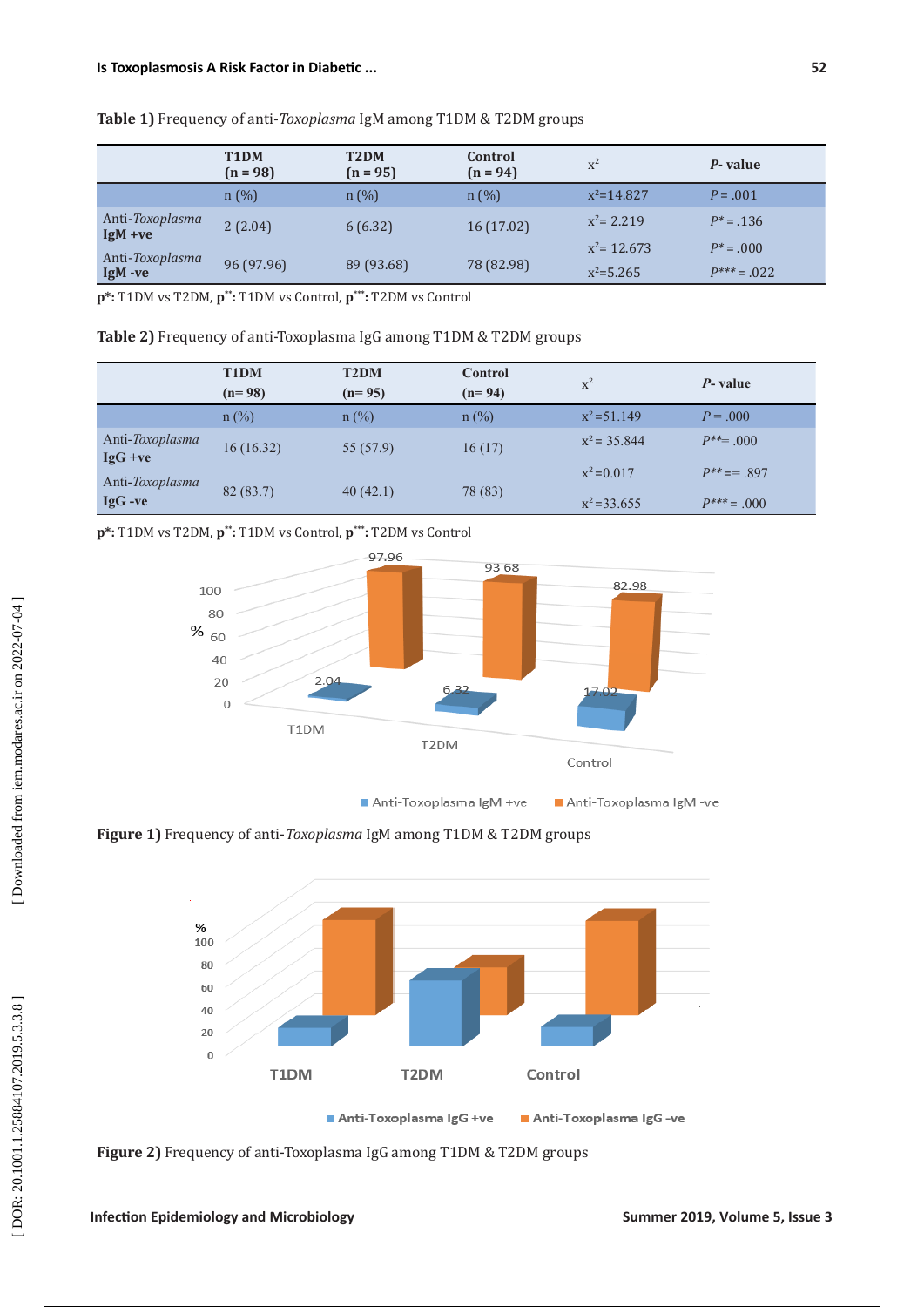**Table 1)** Frequency of anti-*Toxoplasma* IgM among T1DM & T2DM groups

| | T1DM (n = 98) | T2DM (n = 95) | Control (n = 94) | $x^2$ | *P*- value |
|---|---|---|---|---|---|
| | n (%) | n (%) | n (%) | $x^2$=14.827 | *P* = .001 |
| Anti-*Toxoplasma* IgM +ve | 2 (2.04) | 6 (6.32) | 16 (17.02) | $x^2$= 2.219 | *P** = .136 |
| | | | | $x^2$= 12.673 | *P** = .000 |
| Anti-*Toxoplasma* IgM -ve | 96 (97.96) | 89 (93.68) | 78 (82.98) | $x^2$=5.265 | *P**** = .022 |

**p*:** T1DM vs T2DM, **p**:** T1DM vs Control, **p***:** T2DM vs Control

**Table 2)** Frequency of anti-Toxoplasma IgG among T1DM & T2DM groups

| | T1DM (n= 98) | T2DM (n= 95) | Control (n= 94) | $x^2$ | *P*- value |
|---|---|---|---|---|---|
| | n (%) | n (%) | n (%) | $x^2$=51.149 | *P* = .000 |
| Anti-*Toxoplasma* IgG +ve | 16 (16.32) | 55 (57.9) | 16 (17) | $x^2$= 35.844 | *P***= .000 |
| | | | | $x^2$=0.017 | *P***== .897 |
| Anti-*Toxoplasma* IgG -ve | 82 (83.7) | 40 (42.1) | 78 (83) | $x^2$=33.655 | *P**** = .000 |

**p*:** T1DM vs T2DM, **p**:** T1DM vs Control, **p***:** T2DM vs Control

**Figure 1)** Frequency of anti-*Toxoplasma* IgM among T1DM & T2DM groups

**Figure 2)** Frequency of anti-Toxoplasma IgG among T1DM & T2DM groups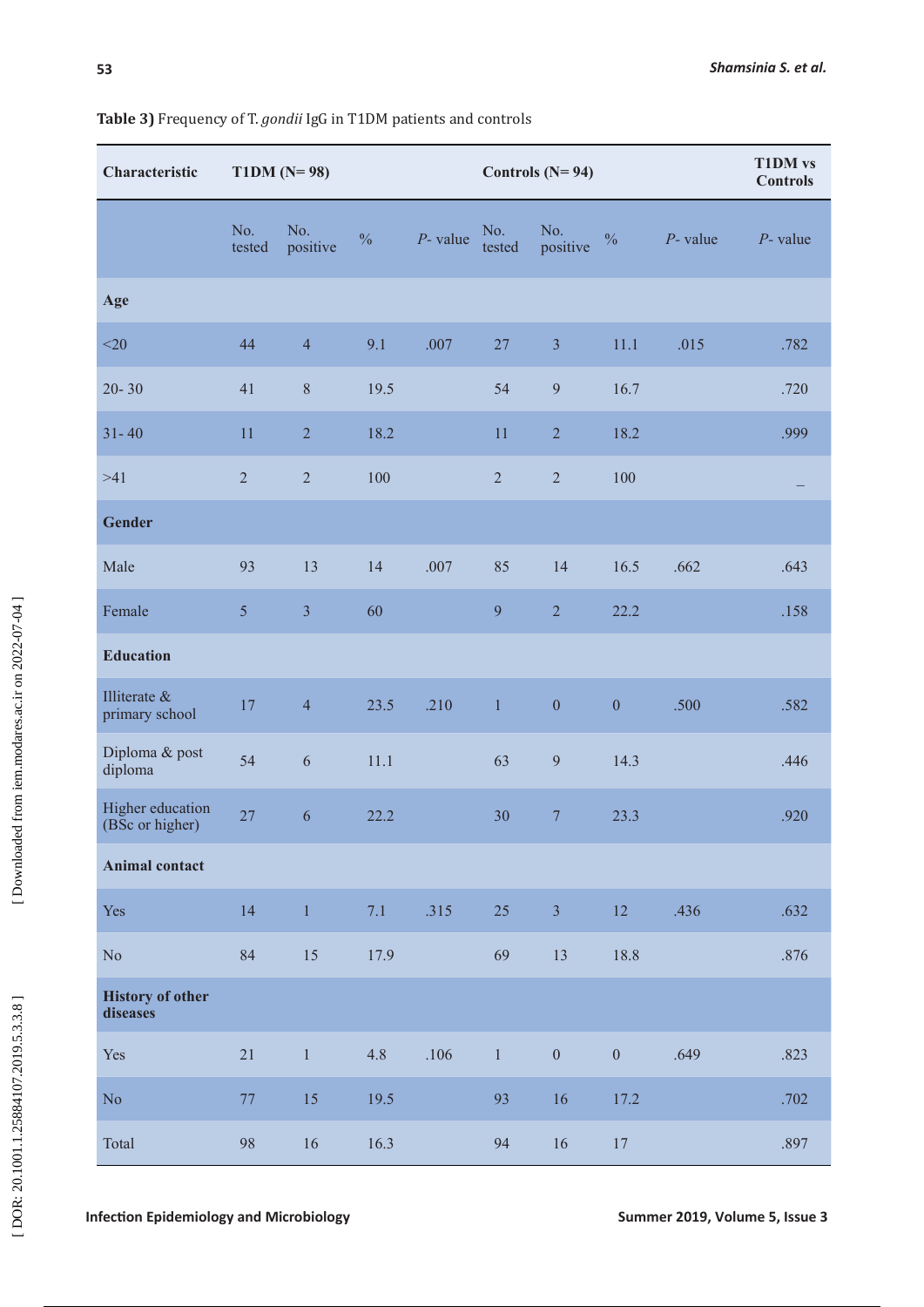**Table 3)** Frequency of T. *gondii* IgG in T1DM patients and controls

| Characteristic | T1DM (N= 98) | | | | Controls (N= 94) | | | | T1DM vs Controls |
|---|---|---|---|---|---|---|---|---|---|
| | No. tested | No. positive | % | *P*- value | No. tested | No. positive | % | *P*- value | *P*- value |
| **Age** | | | | | | | | | |
| <20 | 44 | 4 | 9.1 | .007 | 27 | 3 | 11.1 | .015 | .782 |
| 20- 30 | 41 | 8 | 19.5 | | 54 | 9 | 16.7 | | .720 |
| 31- 40 | 11 | 2 | 18.2 | | 11 | 2 | 18.2 | | .999 |
| >41 | 2 | 2 | 100 | | 2 | 2 | 100 | | _ |
| **Gender** | | | | | | | | | |
| Male | 93 | 13 | 14 | .007 | 85 | 14 | 16.5 | .662 | .643 |
| Female | 5 | 3 | 60 | | 9 | 2 | 22.2 | | .158 |
| **Education** | | | | | | | | | |
| Illiterate & primary school | 17 | 4 | 23.5 | .210 | 1 | 0 | 0 | .500 | .582 |
| Diploma & post diploma | 54 | 6 | 11.1 | | 63 | 9 | 14.3 | | .446 |
| Higher education (BSc or higher) | 27 | 6 | 22.2 | | 30 | 7 | 23.3 | | .920 |
| **Animal contact** | | | | | | | | | |
| Yes | 14 | 1 | 7.1 | .315 | 25 | 3 | 12 | .436 | .632 |
| No | 84 | 15 | 17.9 | | 69 | 13 | 18.8 | | .876 |
| **History of other diseases** | | | | | | | | | |
| Yes | 21 | 1 | 4.8 | .106 | 1 | 0 | 0 | .649 | .823 |
| No | 77 | 15 | 19.5 | | 93 | 16 | 17.2 | | .702 |
| Total | 98 | 16 | 16.3 | | 94 | 16 | 17 | | .897 |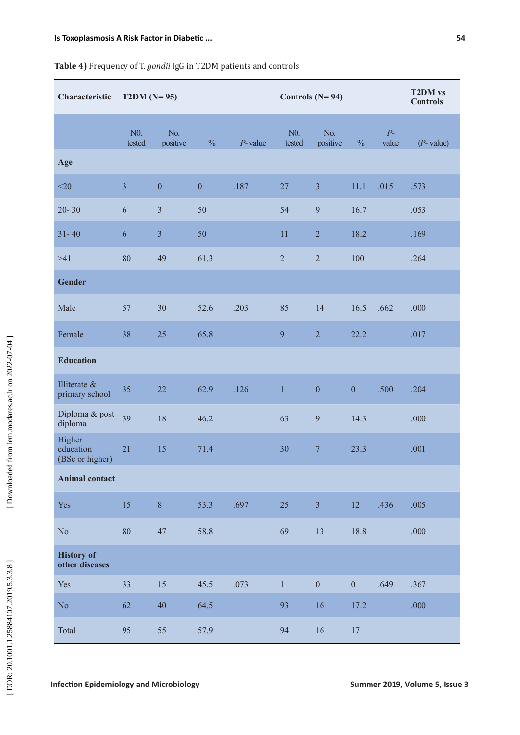**Table 4)** Frequency of T. *gondii* IgG in T2DM patients and controls

| Characteristic | T2DM (N= 95) | | | | Controls (N= 94) | | | | T2DM vs Controls |
|---|---|---|---|---|---|---|---|---|---|
| | N0. tested | No. positive | % | *P*- value | N0. tested | No. positive | % | *P*- value | (*P*- value) |
| **Age** | | | | | | | | | |
| <20 | 3 | 0 | 0 | .187 | 27 | 3 | 11.1 | .015 | .573 |
| 20- 30 | 6 | 3 | 50 | | 54 | 9 | 16.7 | | .053 |
| 31- 40 | 6 | 3 | 50 | | 11 | 2 | 18.2 | | .169 |
| >41 | 80 | 49 | 61.3 | | 2 | 2 | 100 | | .264 |
| **Gender** | | | | | | | | | |
| Male | 57 | 30 | 52.6 | .203 | 85 | 14 | 16.5 | .662 | .000 |
| Female | 38 | 25 | 65.8 | | 9 | 2 | 22.2 | | .017 |
| **Education** | | | | | | | | | |
| Illiterate & primary school | 35 | 22 | 62.9 | .126 | 1 | 0 | 0 | .500 | .204 |
| Diploma & post diploma | 39 | 18 | 46.2 | | 63 | 9 | 14.3 | | .000 |
| Higher education (BSc or higher) | 21 | 15 | 71.4 | | 30 | 7 | 23.3 | | .001 |
| **Animal contact** | | | | | | | | | |
| Yes | 15 | 8 | 53.3 | .697 | 25 | 3 | 12 | .436 | .005 |
| No | 80 | 47 | 58.8 | | 69 | 13 | 18.8 | | .000 |
| **History of other diseases** | | | | | | | | | |
| Yes | 33 | 15 | 45.5 | .073 | 1 | 0 | 0 | .649 | .367 |
| No | 62 | 40 | 64.5 | | 93 | 16 | 17.2 | | .000 |
| Total | 95 | 55 | 57.9 | | 94 | 16 | 17 | | |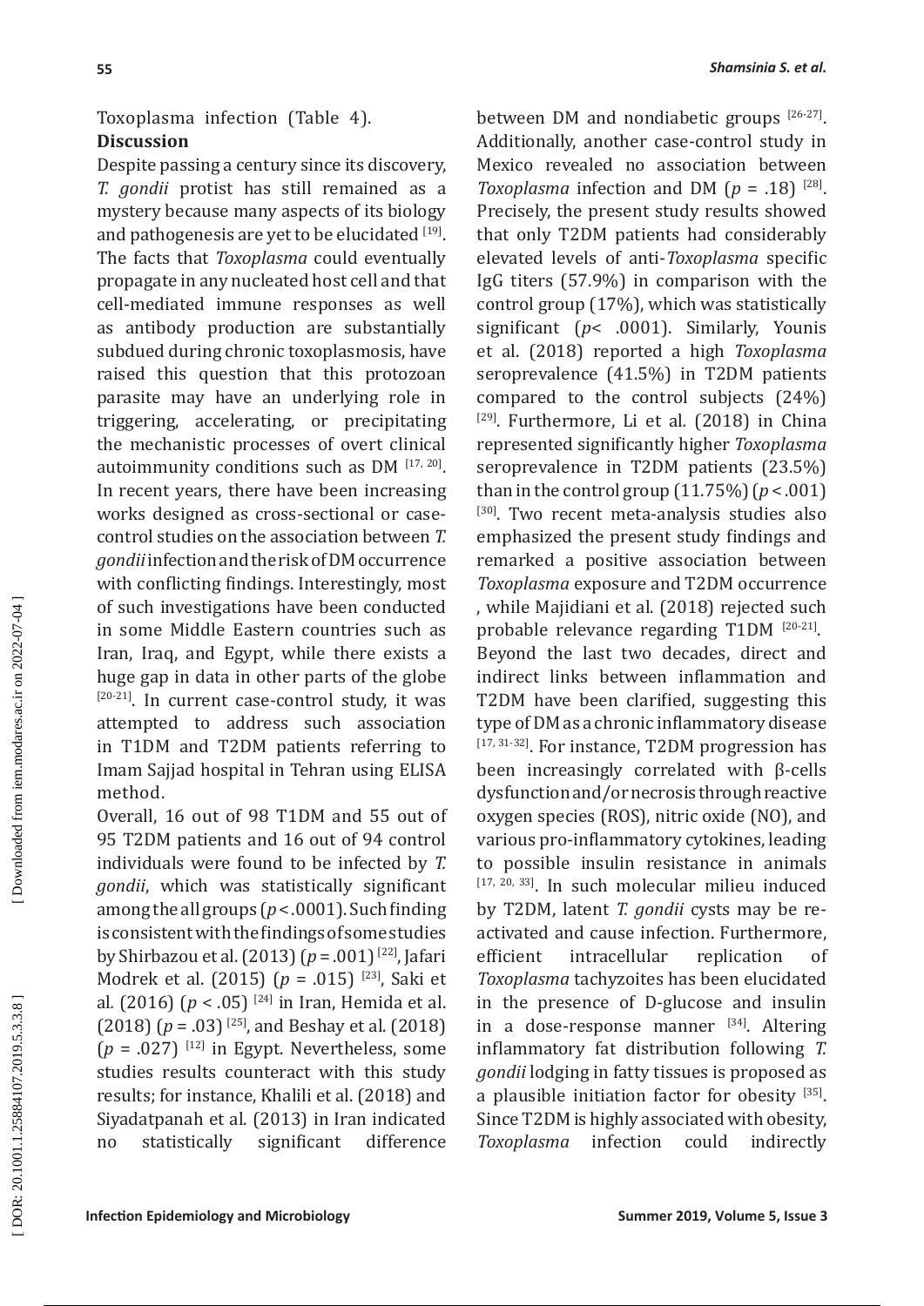Toxoplasma infection (Table 4).

## Discussion

Despite passing a century since its discovery, *T. gondii* protist has still remained as a mystery because many aspects of its biology and pathogenesis are yet to be elucidated [19]. The facts that *Toxoplasma* could eventually propagate in any nucleated host cell and that cell-mediated immune responses as well as antibody production are substantially subdued during chronic toxoplasmosis, have raised this question that this protozoan parasite may have an underlying role in triggering, accelerating, or precipitating the mechanistic processes of overt clinical autoimmunity conditions such as DM [17, 20]. In recent years, there have been increasing works designed as cross-sectional or case-control studies on the association between *T. gondii* infection and the risk of DM occurrence with conflicting findings. Interestingly, most of such investigations have been conducted in some Middle Eastern countries such as Iran, Iraq, and Egypt, while there exists a huge gap in data in other parts of the globe [20-21]. In current case-control study, it was attempted to address such association in T1DM and T2DM patients referring to Imam Sajjad hospital in Tehran using ELISA method.

Overall, 16 out of 98 T1DM and 55 out of 95 T2DM patients and 16 out of 94 control individuals were found to be infected by *T. gondii*, which was statistically significant among the all groups ($p < .0001$). Such finding is consistent with the findings of some studies by Shirbazou et al. (2013) ($p = .001$) [22], Jafari Modrek et al. (2015) ($p = .015$) [23], Saki et al. (2016) ($p < .05$) [24] in Iran, Hemida et al. (2018) ($p = .03$) [25], and Beshay et al. (2018) ($p = .027$) [12] in Egypt. Nevertheless, some studies results counteract with this study results; for instance, Khalili et al. (2018) and Siyadatpanah et al. (2013) in Iran indicated no statistically significant difference between DM and nondiabetic groups [26-27]. Additionally, another case-control study in Mexico revealed no association between *Toxoplasma* infection and DM ($p = .18$) [28]. Precisely, the present study results showed that only T2DM patients had considerably elevated levels of anti-*Toxoplasma* specific IgG titers (57.9%) in comparison with the control group (17%), which was statistically significant ($p < .0001$). Similarly, Younis et al. (2018) reported a high *Toxoplasma* seroprevalence (41.5%) in T2DM patients compared to the control subjects (24%) [29]. Furthermore, Li et al. (2018) in China represented significantly higher *Toxoplasma* seroprevalence in T2DM patients (23.5%) than in the control group (11.75%) ($p < .001$) [30]. Two recent meta-analysis studies also emphasized the present study findings and remarked a positive association between *Toxoplasma* exposure and T2DM occurrence , while Majidiani et al. (2018) rejected such probable relevance regarding T1DM [20-21].

Beyond the last two decades, direct and indirect links between inflammation and T2DM have been clarified, suggesting this type of DM as a chronic inflammatory disease [17, 31-32]. For instance, T2DM progression has been increasingly correlated with β-cells dysfunction and/or necrosis through reactive oxygen species (ROS), nitric oxide (NO), and various pro-inflammatory cytokines, leading to possible insulin resistance in animals [17, 20, 33]. In such molecular milieu induced by T2DM, latent *T. gondii* cysts may be re-activated and cause infection. Furthermore, efficient intracellular replication of *Toxoplasma* tachyzoites has been elucidated in the presence of D-glucose and insulin in a dose-response manner [34]. Altering inflammatory fat distribution following *T. gondii* lodging in fatty tissues is proposed as a plausible initiation factor for obesity [35]. Since T2DM is highly associated with obesity, *Toxoplasma* infection could indirectly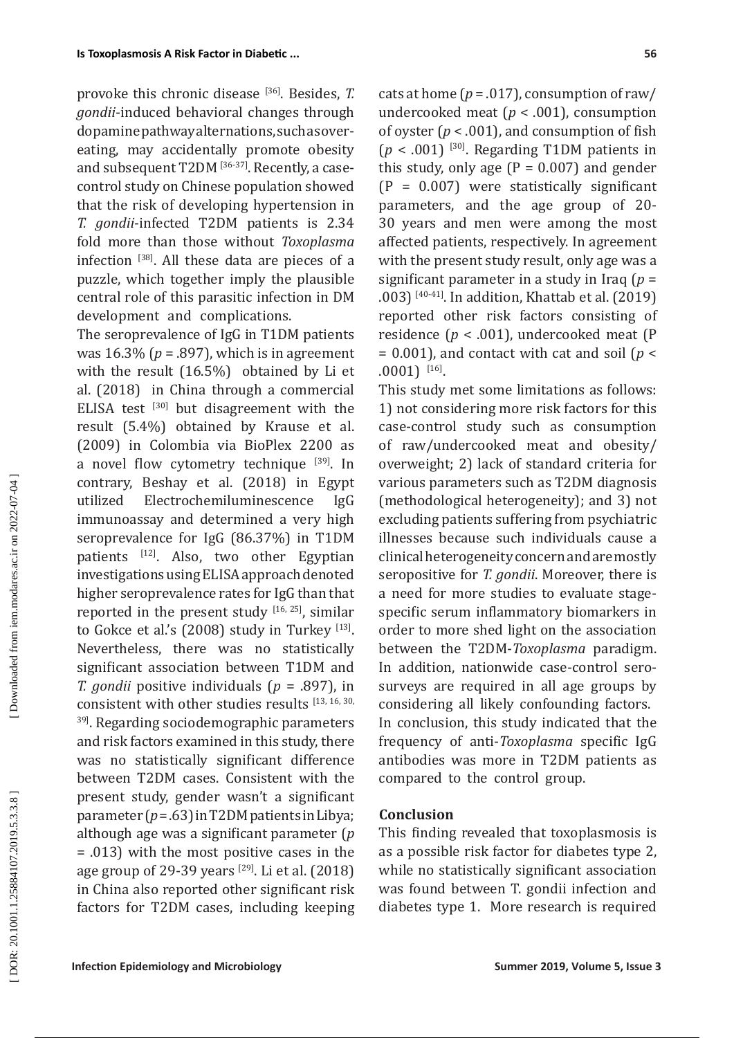provoke this chronic disease [36]. Besides, *T. gondii*-induced behavioral changes through dopamine pathway alternations, such as over-eating, may accidentally promote obesity and subsequent T2DM [36-37]. Recently, a case-control study on Chinese population showed that the risk of developing hypertension in *T. gondii*-infected T2DM patients is 2.34 fold more than those without *Toxoplasma* infection [38]. All these data are pieces of a puzzle, which together imply the plausible central role of this parasitic infection in DM development and complications.

The seroprevalence of IgG in T1DM patients was 16.3% ($p$ = .897), which is in agreement with the result (16.5%) obtained by Li et al. (2018) in China through a commercial ELISA test [30] but disagreement with the result (5.4%) obtained by Krause et al. (2009) in Colombia via BioPlex 2200 as a novel flow cytometry technique [39]. In contrary, Beshay et al. (2018) in Egypt utilized Electrochemiluminescence IgG immunoassay and determined a very high seroprevalence for IgG (86.37%) in T1DM patients [12]. Also, two other Egyptian investigations using ELISA approach denoted higher seroprevalence rates for IgG than that reported in the present study [16, 25], similar to Gokce et al.'s (2008) study in Turkey [13]. Nevertheless, there was no statistically significant association between T1DM and *T. gondii* positive individuals ($p$ = .897), in consistent with other studies results [13, 16, 30, 39]. Regarding sociodemographic parameters and risk factors examined in this study, there was no statistically significant difference between T2DM cases. Consistent with the present study, gender wasn't a significant parameter ($p$ = .63) in T2DM patients in Libya; although age was a significant parameter ($p$ = .013) with the most positive cases in the age group of 29-39 years [29]. Li et al. (2018) in China also reported other significant risk factors for T2DM cases, including keeping cats at home ($p$ = .017), consumption of raw/undercooked meat ($p$ < .001), consumption of oyster ($p$ < .001), and consumption of fish ($p$ < .001) [30]. Regarding T1DM patients in this study, only age (P = 0.007) and gender (P = 0.007) were statistically significant parameters, and the age group of 20-30 years and men were among the most affected patients, respectively. In agreement with the present study result, only age was a significant parameter in a study in Iraq ($p$ = .003) [40-41]. In addition, Khattab et al. (2019) reported other risk factors consisting of residence ($p$ < .001), undercooked meat (P = 0.001), and contact with cat and soil ($p$ < .0001) [16].

This study met some limitations as follows: 1) not considering more risk factors for this case-control study such as consumption of raw/undercooked meat and obesity/overweight; 2) lack of standard criteria for various parameters such as T2DM diagnosis (methodological heterogeneity); and 3) not excluding patients suffering from psychiatric illnesses because such individuals cause a clinical heterogeneity concern and are mostly seropositive for *T. gondii*. Moreover, there is a need for more studies to evaluate stage-specific serum inflammatory biomarkers in order to more shed light on the association between the T2DM-*Toxoplasma* paradigm. In addition, nationwide case-control sero-surveys are required in all age groups by considering all likely confounding factors.

In conclusion, this study indicated that the frequency of anti-*Toxoplasma* specific IgG antibodies was more in T2DM patients as compared to the control group.

## Conclusion

This finding revealed that toxoplasmosis is as a possible risk factor for diabetes type 2, while no statistically significant association was found between T. gondii infection and diabetes type 1. More research is required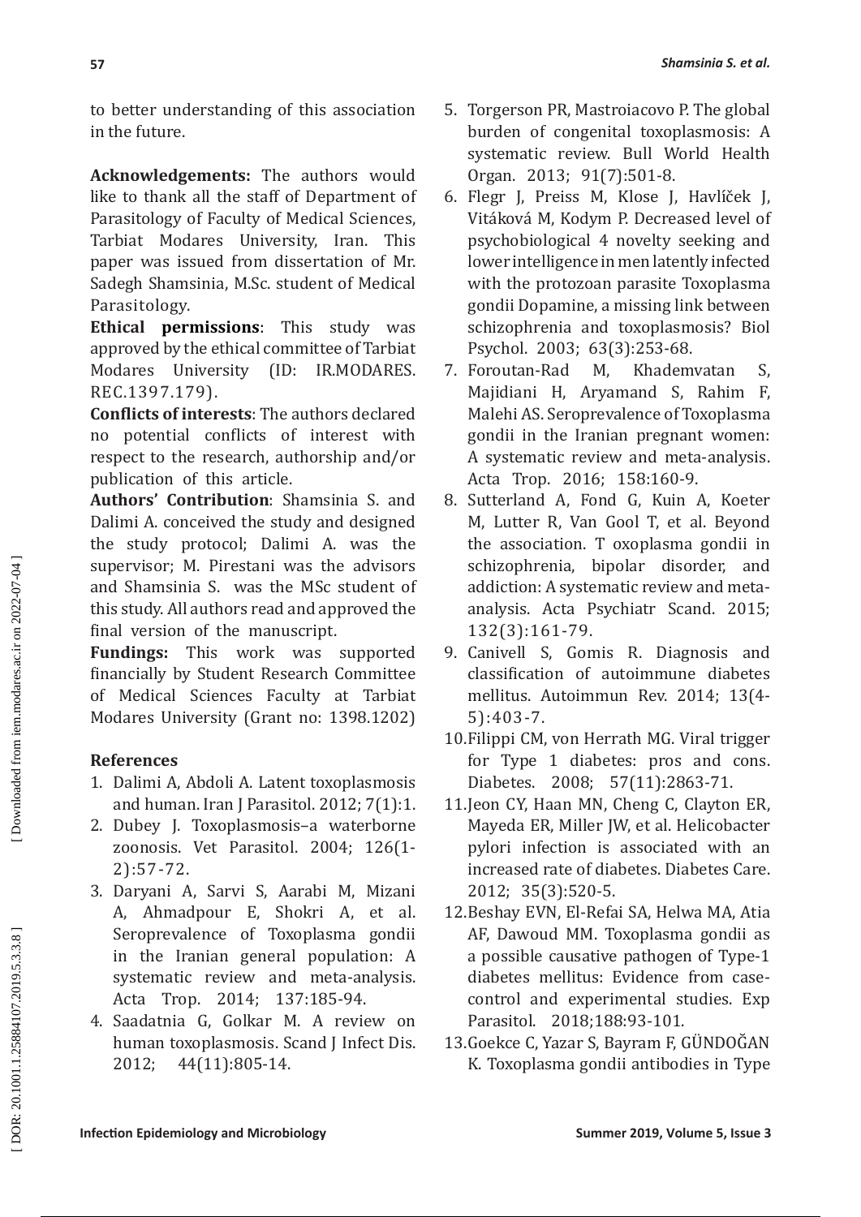to better understanding of this association in the future.

**Acknowledgements:** The authors would like to thank all the staff of Department of Parasitology of Faculty of Medical Sciences, Tarbiat Modares University, Iran. This paper was issued from dissertation of Mr. Sadegh Shamsinia, M.Sc. student of Medical Parasitology.

**Ethical permissions**: This study was approved by the ethical committee of Tarbiat Modares University (ID: IR.MODARES.REC.1397.179).

**Conflicts of interests**: The authors declared no potential conflicts of interest with respect to the research, authorship and/or publication of this article.

**Authors' Contribution**: Shamsinia S. and Dalimi A. conceived the study and designed the study protocol; Dalimi A. was the supervisor; M. Pirestani was the advisors and Shamsinia S. was the MSc student of this study. All authors read and approved the final version of the manuscript.

**Fundings:** This work was supported financially by Student Research Committee of Medical Sciences Faculty at Tarbiat Modares University (Grant no: 1398.1202)

### References

1. Dalimi A, Abdoli A. Latent toxoplasmosis and human. Iran J Parasitol. 2012; 7(1):1.
2. Dubey J. Toxoplasmosis–a waterborne zoonosis. Vet Parasitol. 2004; 126(1-2):57-72.
3. Daryani A, Sarvi S, Aarabi M, Mizani A, Ahmadpour E, Shokri A, et al. Seroprevalence of Toxoplasma gondii in the Iranian general population: A systematic review and meta-analysis. Acta Trop. 2014; 137:185-94.
4. Saadatnia G, Golkar M. A review on human toxoplasmosis. Scand J Infect Dis. 2012; 44(11):805-14.
5. Torgerson PR, Mastroiacovo P. The global burden of congenital toxoplasmosis: A systematic review. Bull World Health Organ. 2013; 91(7):501-8.
6. Flegr J, Preiss M, Klose J, Havlíček J, Vitáková M, Kodym P. Decreased level of psychobiological 4 novelty seeking and lower intelligence in men latently infected with the protozoan parasite Toxoplasma gondii Dopamine, a missing link between schizophrenia and toxoplasmosis? Biol Psychol. 2003; 63(3):253-68.
7. Foroutan-Rad M, Khademvatan S, Majidiani H, Aryamand S, Rahim F, Malehi AS. Seroprevalence of Toxoplasma gondii in the Iranian pregnant women: A systematic review and meta-analysis. Acta Trop. 2016; 158:160-9.
8. Sutterland A, Fond G, Kuin A, Koeter M, Lutter R, Van Gool T, et al. Beyond the association. T oxoplasma gondii in schizophrenia, bipolar disorder, and addiction: A systematic review and meta-analysis. Acta Psychiatr Scand. 2015; 132(3):161-79.
9. Canivell S, Gomis R. Diagnosis and classification of autoimmune diabetes mellitus. Autoimmun Rev. 2014; 13(4-5):403-7.
10. Filippi CM, von Herrath MG. Viral trigger for Type 1 diabetes: pros and cons. Diabetes. 2008; 57(11):2863-71.
11. Jeon CY, Haan MN, Cheng C, Clayton ER, Mayeda ER, Miller JW, et al. Helicobacter pylori infection is associated with an increased rate of diabetes. Diabetes Care. 2012; 35(3):520-5.
12. Beshay EVN, El-Refai SA, Helwa MA, Atia AF, Dawoud MM. Toxoplasma gondii as a possible causative pathogen of Type-1 diabetes mellitus: Evidence from case-control and experimental studies. Exp Parasitol. 2018;188:93-101.
13. Goekce C, Yazar S, Bayram F, GÜNDOĞAN K. Toxoplasma gondii antibodies in Type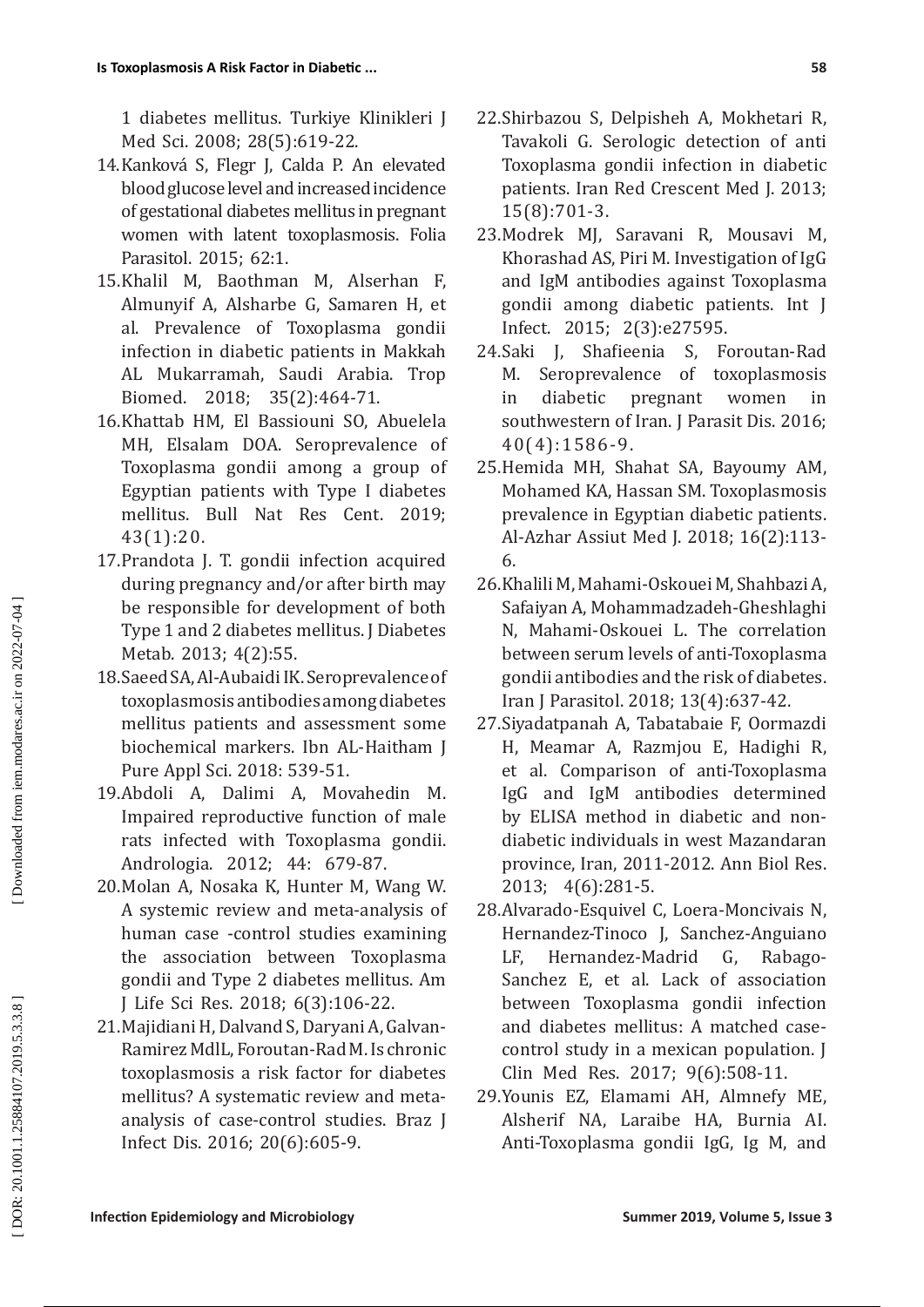1 diabetes mellitus. Turkiye Klinikleri J Med Sci. 2008; 28(5):619-22.

14. Kanková S, Flegr J, Calda P. An elevated blood glucose level and increased incidence of gestational diabetes mellitus in pregnant women with latent toxoplasmosis. Folia Parasitol. 2015; 62:1.

15. Khalil M, Baothman M, Alserhan F, Almunyif A, Alsharbe G, Samaren H, et al. Prevalence of Toxoplasma gondii infection in diabetic patients in Makkah AL Mukarramah, Saudi Arabia. Trop Biomed. 2018; 35(2):464-71.

16. Khattab HM, El Bassiouni SO, Abuelela MH, Elsalam DOA. Seroprevalence of Toxoplasma gondii among a group of Egyptian patients with Type I diabetes mellitus. Bull Nat Res Cent. 2019; 43(1):20.

17. Prandota J. T. gondii infection acquired during pregnancy and/or after birth may be responsible for development of both Type 1 and 2 diabetes mellitus. J Diabetes Metab. 2013; 4(2):55.

18. Saeed SA, Al-Aubaidi IK. Seroprevalence of toxoplasmosis antibodies among diabetes mellitus patients and assessment some biochemical markers. Ibn AL-Haitham J Pure Appl Sci. 2018: 539-51.

19. Abdoli A, Dalimi A, Movahedin M. Impaired reproductive function of male rats infected with Toxoplasma gondii. Andrologia. 2012; 44: 679-87.

20. Molan A, Nosaka K, Hunter M, Wang W. A systemic review and meta-analysis of human case -control studies examining the association between Toxoplasma gondii and Type 2 diabetes mellitus. Am J Life Sci Res. 2018; 6(3):106-22.

21. Majidiani H, Dalvand S, Daryani A, Galvan-Ramirez MdlL, Foroutan-Rad M. Is chronic toxoplasmosis a risk factor for diabetes mellitus? A systematic review and meta-analysis of case-control studies. Braz J Infect Dis. 2016; 20(6):605-9.

22. Shirbazou S, Delpisheh A, Mokhetari R, Tavakoli G. Serologic detection of anti Toxoplasma gondii infection in diabetic patients. Iran Red Crescent Med J. 2013; 15(8):701-3.

23. Modrek MJ, Saravani R, Mousavi M, Khorashad AS, Piri M. Investigation of IgG and IgM antibodies against Toxoplasma gondii among diabetic patients. Int J Infect. 2015; 2(3):e27595.

24. Saki J, Shafieenia S, Foroutan-Rad M. Seroprevalence of toxoplasmosis in diabetic pregnant women in southwestern of Iran. J Parasit Dis. 2016; 40(4):1586-9.

25. Hemida MH, Shahat SA, Bayoumy AM, Mohamed KA, Hassan SM. Toxoplasmosis prevalence in Egyptian diabetic patients. Al-Azhar Assiut Med J. 2018; 16(2):113-6.

26. Khalili M, Mahami-Oskouei M, Shahbazi A, Safaiyan A, Mohammadzadeh-Gheshlaghi N, Mahami-Oskouei L. The correlation between serum levels of anti-Toxoplasma gondii antibodies and the risk of diabetes. Iran J Parasitol. 2018; 13(4):637-42.

27. Siyadatpanah A, Tabatabaie F, Oormazdi H, Meamar A, Razmjou E, Hadighi R, et al. Comparison of anti-Toxoplasma IgG and IgM antibodies determined by ELISA method in diabetic and non-diabetic individuals in west Mazandaran province, Iran, 2011-2012. Ann Biol Res. 2013; 4(6):281-5.

28. Alvarado-Esquivel C, Loera-Moncivais N, Hernandez-Tinoco J, Sanchez-Anguiano LF, Hernandez-Madrid G, Rabago-Sanchez E, et al. Lack of association between Toxoplasma gondii infection and diabetes mellitus: A matched case-control study in a mexican population. J Clin Med Res. 2017; 9(6):508-11.

29. Younis EZ, Elamami AH, Almnefy ME, Alsherif NA, Laraibe HA, Burnia AI. Anti-Toxoplasma gondii IgG, Ig M, and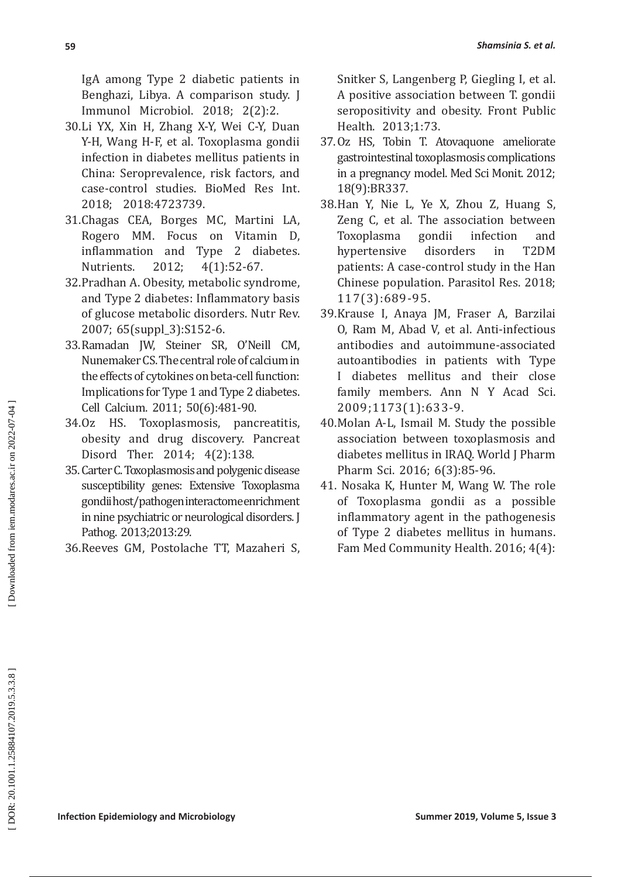IgA among Type 2 diabetic patients in Benghazi, Libya. A comparison study. J Immunol Microbiol. 2018; 2(2):2.

30. Li YX, Xin H, Zhang X-Y, Wei C-Y, Duan Y-H, Wang H-F, et al. Toxoplasma gondii infection in diabetes mellitus patients in China: Seroprevalence, risk factors, and case-control studies. BioMed Res Int. 2018; 2018:4723739.
31. Chagas CEA, Borges MC, Martini LA, Rogero MM. Focus on Vitamin D, inflammation and Type 2 diabetes. Nutrients. 2012; 4(1):52-67.
32. Pradhan A. Obesity, metabolic syndrome, and Type 2 diabetes: Inflammatory basis of glucose metabolic disorders. Nutr Rev. 2007; 65(suppl_3):S152-6.
33. Ramadan JW, Steiner SR, O'Neill CM, Nunemaker CS. The central role of calcium in the effects of cytokines on beta-cell function: Implications for Type 1 and Type 2 diabetes. Cell Calcium. 2011; 50(6):481-90.
34. Oz HS. Toxoplasmosis, pancreatitis, obesity and drug discovery. Pancreat Disord Ther. 2014; 4(2):138.
35. Carter C. Toxoplasmosis and polygenic disease susceptibility genes: Extensive Toxoplasma gondii host/pathogen interactome enrichment in nine psychiatric or neurological disorders. J Pathog. 2013;2013:29.
36. Reeves GM, Postolache TT, Mazaheri S, Snitker S, Langenberg P, Giegling I, et al. A positive association between T. gondii seropositivity and obesity. Front Public Health. 2013;1:73.
37. Oz HS, Tobin T. Atovaquone ameliorate gastrointestinal toxoplasmosis complications in a pregnancy model. Med Sci Monit. 2012; 18(9):BR337.
38. Han Y, Nie L, Ye X, Zhou Z, Huang S, Zeng C, et al. The association between Toxoplasma gondii infection and hypertensive disorders in T2DM patients: A case-control study in the Han Chinese population. Parasitol Res. 2018; 117(3):689-95.
39. Krause I, Anaya JM, Fraser A, Barzilai O, Ram M, Abad V, et al. Anti-infectious antibodies and autoimmune-associated autoantibodies in patients with Type I diabetes mellitus and their close family members. Ann N Y Acad Sci. 2009;1173(1):633-9.
40. Molan A-L, Ismail M. Study the possible association between toxoplasmosis and diabetes mellitus in IRAQ. World J Pharm Pharm Sci. 2016; 6(3):85-96.
41. Nosaka K, Hunter M, Wang W. The role of Toxoplasma gondii as a possible inflammatory agent in the pathogenesis of Type 2 diabetes mellitus in humans. Fam Med Community Health. 2016; 4(4):